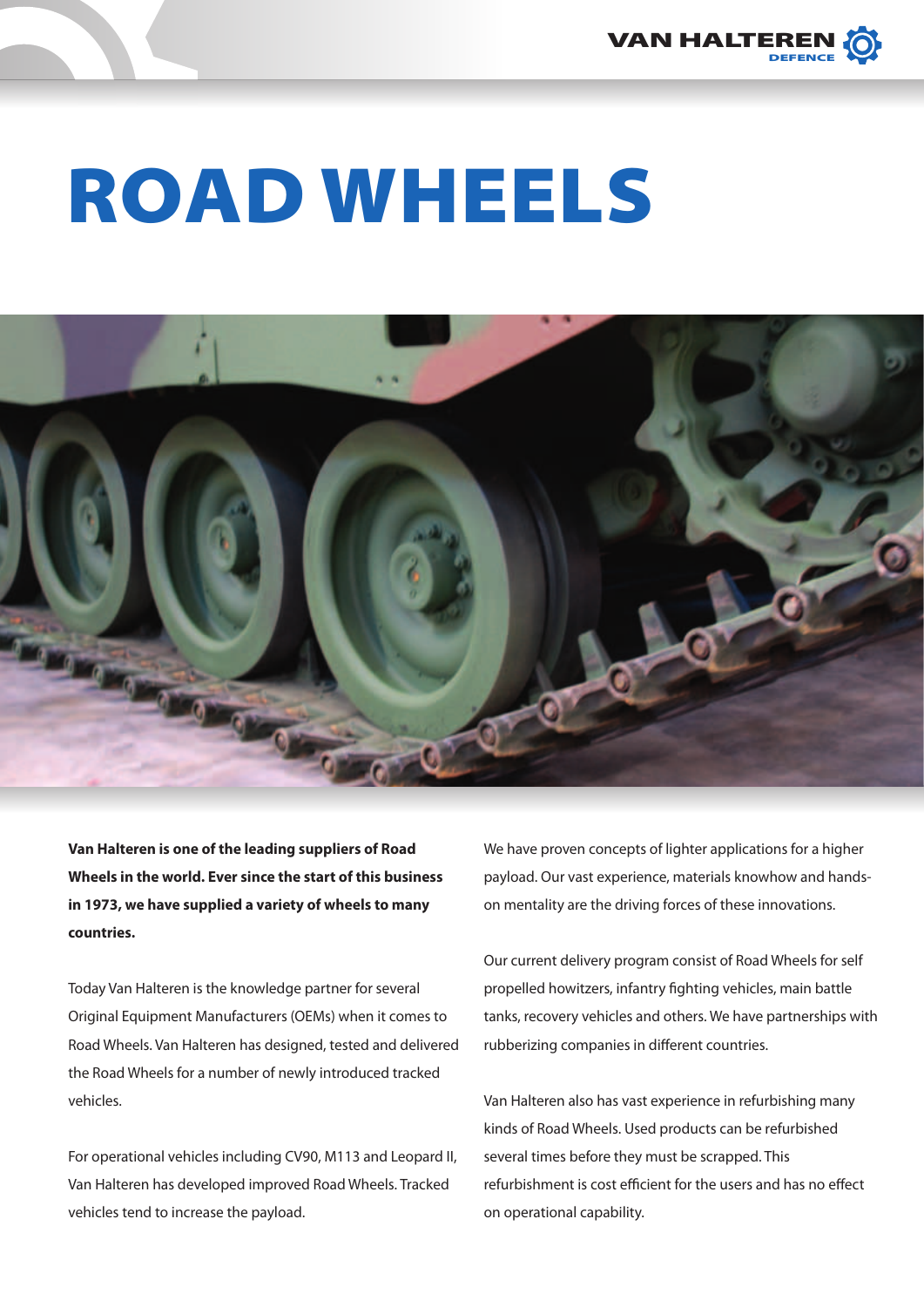# ROAD WHEELS

**Van Halteren is one of the leading suppliers of Road Wheels in the world. Ever since the start of this business in 1973, we have supplied a variety of wheels to many countries.**

Today Van Halteren is the knowledge partner for several Original Equipment Manufacturers (OEMs) when it comes to Road Wheels. Van Halteren has designed, tested and delivered the Road Wheels for a number of newly introduced tracked vehicles.

For operational vehicles including CV90, M113 and Leopard II, Van Halteren has developed improved Road Wheels. Tracked vehicles tend to increase the payload.

We have proven concepts of lighter applications for a higher payload. Our vast experience, materials knowhow and hands-on mentality are the driving forces of these innovations.

Our current delivery program consist of Road Wheels for self propelled howitzers, infantry fighting vehicles, main battle tanks, recovery vehicles and others. We have partnerships with rubberizing companies in different countries.

Van Halteren also has vast experience in refurbishing many kinds of Road Wheels. Used products can be refurbished several times before they must be scrapped. This refurbishment is cost efficient for the users and has no effect on operational capability.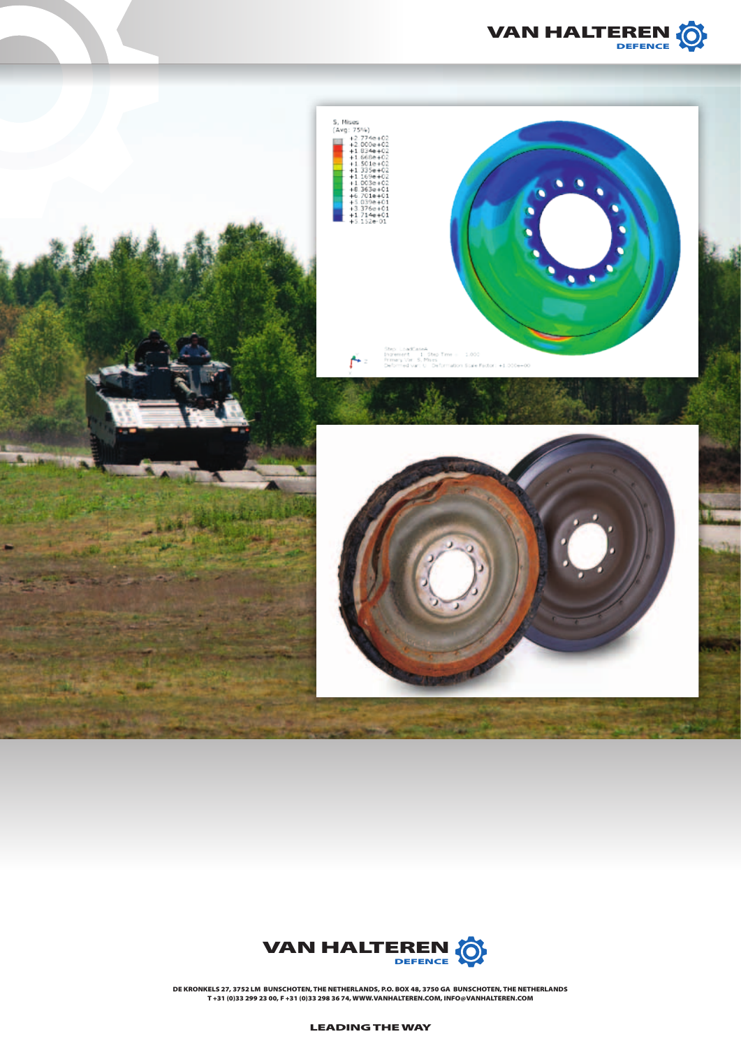**VAN HALTEREN DEFENCE**

DE KRONKELS 27, 3752 LM BUNSCHOTEN, THE NETHERLANDS, P.O. BOX 48, 3750 GA BUNSCHOTEN, THE NETHERLANDS
T +31 (0)33 299 23 00, F +31 (0)33 298 36 74, WWW.VANHALTEREN.COM, INFO@VANHALTEREN.COM

**LEADING THE WAY**